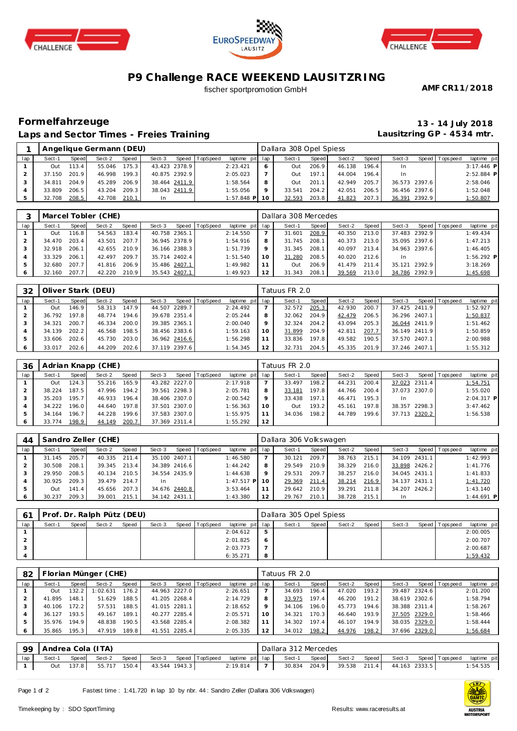# P9 Challenge RACE WEEKEND LAUSITZRING

fischer sportpromotion GmbH

**AMF CR11/2018**

## Formelfahrzeuge

## Laps and Sector Times - Freies Training

**13 - 14 July 2018**

**Lausitzring GP - 4534 mtr.**

### 1 Angelique Germann (DEU) — Dallara 308 Opel Spiess

| lap | Sect-1 | Speed | Sect-2 | Speed | Sect-3 | Speed | TopSpeed | laptime | pit | lap | Sect-1 | Speed | Sect-2 | Speed | Sect-3 | Speed | Topspeed | laptime | pit |
|---|---|---|---|---|---|---|---|---|---|---|---|---|---|---|---|---|---|---|---|
| 1 | Out | 113.4 | 55.046 | 175.3 | 43.423 | 2378.9 | | 2:23.421 | | 6 | Out | 206.9 | 46.138 | 196.4 | In | | | 3:17.446 | P |
| 2 | 37.150 | 201.9 | 46.998 | 199.3 | 40.875 | 2392.9 | | 2:05.023 | | 7 | Out | 197.1 | 44.004 | 196.4 | In | | | 2:52.884 | P |
| 3 | 34.811 | 204.9 | 45.289 | 206.9 | 38.464 | 2411.9 | | 1:58.564 | | 8 | Out | 201.1 | 42.949 | 205.7 | 36.573 | 2397.6 | | 2:58.046 | |
| 4 | 33.809 | 206.5 | 43.204 | 209.3 | 38.043 | 2411.9 | | 1:55.056 | | 9 | 33.541 | 204.2 | 42.051 | 206.5 | 36.456 | 2397.6 | | 1:52.048 | |
| 5 | 32.708 | 208.5 | 42.708 | 210.1 | In | | | 1:57.848 | P | 10 | 32.593 | 203.8 | 41.823 | 207.3 | 36.391 | 2392.9 | | 1:50.807 | |

### 3 Marcel Tobler (CHE) — Dallara 308 Mercedes

| lap | Sect-1 | Speed | Sect-2 | Speed | Sect-3 | Speed | TopSpeed | laptime | pit | lap | Sect-1 | Speed | Sect-2 | Speed | Sect-3 | Speed | Topspeed | laptime | pit |
|---|---|---|---|---|---|---|---|---|---|---|---|---|---|---|---|---|---|---|---|
| 1 | Out | 116.8 | 54.563 | 183.4 | 40.758 | 2365.1 | | 2:14.550 | | 7 | 31.601 | 208.9 | 40.350 | 213.0 | 37.483 | 2392.9 | | 1:49.434 | |
| 2 | 34.470 | 203.4 | 43.501 | 207.7 | 36.945 | 2378.9 | | 1:54.916 | | 8 | 31.745 | 208.1 | 40.373 | 213.0 | 35.095 | 2397.6 | | 1:47.213 | |
| 3 | 32.918 | 206.1 | 42.655 | 210.9 | 36.166 | 2388.3 | | 1:51.739 | | 9 | 31.345 | 208.1 | 40.097 | 213.4 | 34.963 | 2397.6 | | 1:46.405 | |
| 4 | 33.329 | 206.1 | 42.497 | 209.7 | 35.714 | 2402.4 | | 1:51.540 | | 10 | 31.280 | 208.5 | 40.020 | 212.6 | In | | | 1:56.292 | P |
| 5 | 32.680 | 207.7 | 41.816 | 206.9 | 35.486 | 2407.1 | | 1:49.982 | | 11 | Out | 206.9 | 41.479 | 211.4 | 35.121 | 2392.9 | | 3:18.269 | |
| 6 | 32.160 | 207.7 | 42.220 | 210.9 | 35.543 | 2407.1 | | 1:49.923 | | 12 | 31.343 | 208.1 | 39.569 | 213.0 | 34.786 | 2392.9 | | 1:45.698 | |

### 32 Oliver Stark (DEU) — Tatuus FR 2.0

| lap | Sect-1 | Speed | Sect-2 | Speed | Sect-3 | Speed | TopSpeed | laptime | pit | lap | Sect-1 | Speed | Sect-2 | Speed | Sect-3 | Speed | Topspeed | laptime | pit |
|---|---|---|---|---|---|---|---|---|---|---|---|---|---|---|---|---|---|---|---|
| 1 | Out | 146.9 | 58.313 | 147.9 | 44.507 | 2289.7 | | 2:24.492 | | 7 | 32.572 | 205.3 | 42.930 | 200.7 | 37.425 | 2411.9 | | 1:52.927 | |
| 2 | 36.792 | 197.8 | 48.774 | 194.6 | 39.678 | 2351.4 | | 2:05.244 | | 8 | 32.062 | 204.9 | 42.479 | 206.5 | 36.296 | 2407.1 | | 1:50.837 | |
| 3 | 34.321 | 200.7 | 46.334 | 200.0 | 39.385 | 2365.1 | | 2:00.040 | | 9 | 32.324 | 204.2 | 43.094 | 205.3 | 36.044 | 2411.9 | | 1:51.462 | |
| 4 | 34.139 | 202.2 | 46.568 | 198.5 | 38.456 | 2383.6 | | 1:59.163 | | 10 | 31.899 | 204.9 | 42.811 | 207.7 | 36.149 | 2411.9 | | 1:50.859 | |
| 5 | 33.606 | 202.6 | 45.730 | 203.0 | 36.962 | 2416.6 | | 1:56.298 | | 11 | 33.836 | 197.8 | 49.582 | 190.5 | 37.570 | 2407.1 | | 2:00.988 | |
| 6 | 33.017 | 202.6 | 44.209 | 202.6 | 37.119 | 2397.6 | | 1:54.345 | | 12 | 32.731 | 204.5 | 45.335 | 201.9 | 37.246 | 2407.1 | | 1:55.312 | |

### 36 Adrian Knapp (CHE) — Tatuus FR 2.0

| lap | Sect-1 | Speed | Sect-2 | Speed | Sect-3 | Speed | TopSpeed | laptime | pit | lap | Sect-1 | Speed | Sect-2 | Speed | Sect-3 | Speed | Topspeed | laptime | pit |
|---|---|---|---|---|---|---|---|---|---|---|---|---|---|---|---|---|---|---|---|
| 1 | Out | 124.3 | 55.216 | 165.9 | 43.282 | 2227.0 | | 2:17.918 | | 7 | 33.497 | 198.2 | 44.231 | 200.4 | 37.023 | 2311.4 | | 1:54.751 | |
| 2 | 38.224 | 187.5 | 47.996 | 194.2 | 39.561 | 2298.3 | | 2:05.781 | | 8 | 33.181 | 197.8 | 44.766 | 200.4 | 37.073 | 2307.0 | | 1:55.020 | |
| 3 | 35.203 | 195.7 | 46.933 | 196.4 | 38.406 | 2307.0 | | 2:00.542 | | 9 | 33.438 | 197.1 | 46.471 | 195.3 | In | | | 2:04.317 | P |
| 4 | 34.222 | 196.0 | 44.640 | 197.8 | 37.501 | 2307.0 | | 1:56.363 | | 10 | Out | 193.2 | 45.161 | 197.8 | 38.357 | 2298.3 | | 3:47.462 | |
| 5 | 34.164 | 196.7 | 44.228 | 199.6 | 37.583 | 2307.0 | | 1:55.975 | | 11 | 34.036 | 198.2 | 44.789 | 199.6 | 37.713 | 2320.2 | | 1:56.538 | |
| 6 | 33.774 | 198.9 | 44.149 | 200.7 | 37.369 | 2311.4 | | 1:55.292 | | 12 | | | | | | | | | |

### 44 Sandro Zeller (CHE) — Dallara 306 Volkswagen

| lap | Sect-1 | Speed | Sect-2 | Speed | Sect-3 | Speed | TopSpeed | laptime | pit | lap | Sect-1 | Speed | Sect-2 | Speed | Sect-3 | Speed | Topspeed | laptime | pit |
|---|---|---|---|---|---|---|---|---|---|---|---|---|---|---|---|---|---|---|---|
| 1 | 31.145 | 205.7 | 40.335 | 211.4 | 35.100 | 2407.1 | | 1:46.580 | | 7 | 30.121 | 209.7 | 38.763 | 215.1 | 34.109 | 2431.1 | | 1:42.993 | |
| 2 | 30.508 | 208.1 | 39.345 | 213.4 | 34.389 | 2416.6 | | 1:44.242 | | 8 | 29.549 | 210.9 | 38.329 | 216.0 | 33.898 | 2426.2 | | 1:41.776 | |
| 3 | 29.950 | 208.5 | 40.134 | 210.5 | 34.554 | 2435.9 | | 1:44.638 | | 9 | 29.531 | 209.7 | 38.257 | 216.0 | 34.045 | 2431.1 | | 1:41.833 | |
| 4 | 30.925 | 209.3 | 39.479 | 214.7 | In | | | 1:47.517 | P | 10 | 29.369 | 211.4 | 38.214 | 216.9 | 34.137 | 2431.1 | | 1:41.720 | |
| 5 | Out | 141.4 | 45.656 | 207.3 | 34.676 | 2440.8 | | 3:53.464 | | 11 | 29.642 | 210.9 | 39.291 | 211.8 | 34.207 | 2426.2 | | 1:43.140 | |
| 6 | 30.237 | 209.3 | 39.001 | 215.1 | 34.142 | 2431.1 | | 1:43.380 | | 12 | 29.767 | 210.1 | 38.728 | 215.1 | In | | | 1:44.691 | P |

### 61 Prof. Dr. Ralph Pütz (DEU) — Dallara 305 Opel Spiess

| lap | Sect-1 | Speed | Sect-2 | Speed | Sect-3 | Speed | TopSpeed | laptime | pit | lap | Sect-1 | Speed | Sect-2 | Speed | Sect-3 | Speed | Topspeed | laptime | pit |
|---|---|---|---|---|---|---|---|---|---|---|---|---|---|---|---|---|---|---|---|
| 1 | | | | | | | | 2:04.612 | | 5 | | | | | | | | 2:00.005 | |
| 2 | | | | | | | | 2:01.825 | | 6 | | | | | | | | 2:00.707 | |
| 3 | | | | | | | | 2:03.773 | | 7 | | | | | | | | 2:00.687 | |
| 4 | | | | | | | | 6:35.271 | | 8 | | | | | | | | 1:59.432 | |

### 82 Florian Münger (CHE) — Tatuus FR 2.0

| lap | Sect-1 | Speed | Sect-2 | Speed | Sect-3 | Speed | TopSpeed | laptime | pit | lap | Sect-1 | Speed | Sect-2 | Speed | Sect-3 | Speed | Topspeed | laptime | pit |
|---|---|---|---|---|---|---|---|---|---|---|---|---|---|---|---|---|---|---|---|
| 1 | Out | 132.2 | 1:02.631 | 176.2 | 44.963 | 2227.0 | | 2:26.651 | | 7 | 34.693 | 196.4 | 47.020 | 193.2 | 39.487 | 2324.6 | | 2:01.200 | |
| 2 | 41.895 | 148.1 | 51.629 | 188.5 | 41.205 | 2268.4 | | 2:14.729 | | 8 | 33.975 | 197.4 | 46.200 | 191.2 | 38.619 | 2302.6 | | 1:58.794 | |
| 3 | 40.106 | 172.2 | 57.531 | 188.5 | 41.015 | 2281.1 | | 2:18.652 | | 9 | 34.106 | 196.0 | 45.773 | 194.6 | 38.388 | 2311.4 | | 1:58.267 | |
| 4 | 36.127 | 193.5 | 49.167 | 189.1 | 40.277 | 2285.4 | | 2:05.571 | | 10 | 34.321 | 170.3 | 46.640 | 193.9 | 37.505 | 2329.0 | | 1:58.466 | |
| 5 | 35.976 | 194.9 | 48.838 | 190.5 | 43.568 | 2285.4 | | 2:08.382 | | 11 | 34.302 | 197.4 | 46.107 | 194.9 | 38.035 | 2329.0 | | 1:58.444 | |
| 6 | 35.865 | 195.3 | 47.919 | 189.8 | 41.551 | 2285.4 | | 2:05.335 | | 12 | 34.012 | 198.2 | 44.976 | 198.2 | 37.696 | 2329.0 | | 1:56.684 | |

### 99 Andrea Cola (ITA) — Dallara 312 Mercedes

| lap | Sect-1 | Speed | Sect-2 | Speed | Sect-3 | Speed | TopSpeed | laptime | pit | lap | Sect-1 | Speed | Sect-2 | Speed | Sect-3 | Speed | Topspeed | laptime | pit |
|---|---|---|---|---|---|---|---|---|---|---|---|---|---|---|---|---|---|---|---|
| 1 | Out | 137.8 | 55.717 | 150.4 | 43.544 | 1943.3 | | 2:19.814 | | 7 | 30.834 | 204.9 | 39.538 | 211.4 | 44.163 | 2333.5 | | 1:54.535 | |

Fastest time : 1:41.720 in lap 10 by nbr. 44 : Sandro Zeller (Dallara 306 Volkswagen)

Timekeeping by : SDO SportTiming

Results: www.raceresults.at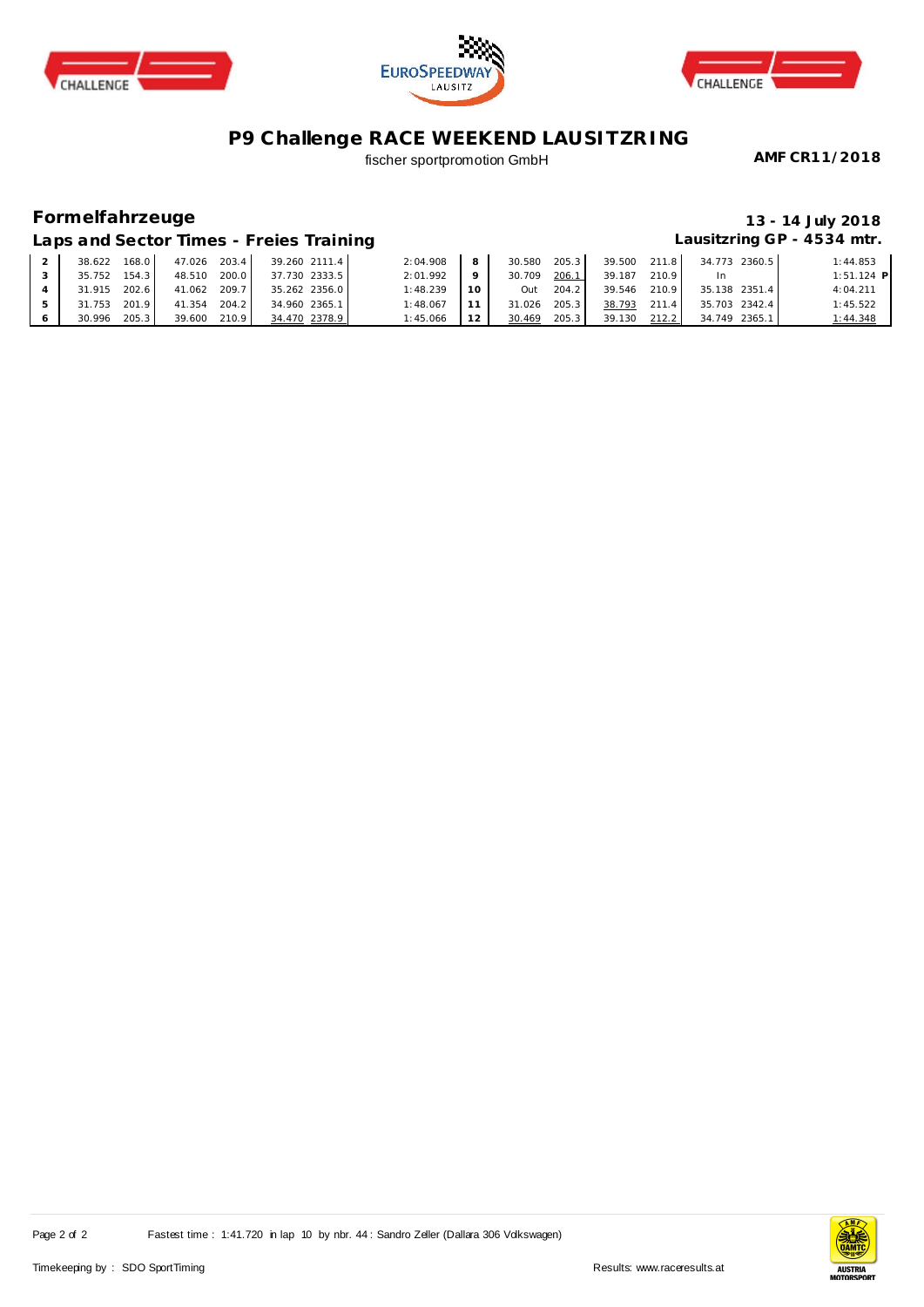# P9 Challenge RACE WEEKEND LAUSITZRING

fischer sportpromotion GmbH

**AMF CR11/2018**

## Formelfahrzeuge

**13 - 14 July 2018**

### Laps and Sector Times - Freies Training

**Lausitzring GP - 4534 mtr.**

| | | | | | | | | | | | | | | | | |
|---|---|---|---|---|---|---|---|---|---|---|---|---|---|---|---|---|
| 2 | 38.622 | 168.0 | 47.026 | 203.4 | 39.260 | 2111.4 | 2:04.908 | 8 | 30.580 | 205.3 | 39.500 | 211.8 | 34.773 | 2360.5 | 1:44.853 | |
| 3 | 35.752 | 154.3 | 48.510 | 200.0 | 37.730 | 2333.5 | 2:01.992 | 9 | 30.709 | 206.1 | 39.187 | 210.9 | In | | 1:51.124 | P |
| 4 | 31.915 | 202.6 | 41.062 | 209.7 | 35.262 | 2356.0 | 1:48.239 | 10 | Out | 204.2 | 39.546 | 210.9 | 35.138 | 2351.4 | 4:04.211 | |
| 5 | 31.753 | 201.9 | 41.354 | 204.2 | 34.960 | 2365.1 | 1:48.067 | 11 | 31.026 | 205.3 | 38.793 | 211.4 | 35.703 | 2342.4 | 1:45.522 | |
| 6 | 30.996 | 205.3 | 39.600 | 210.9 | 34.470 | 2378.9 | 1:45.066 | 12 | 30.469 | 205.3 | 39.130 | 212.2 | 34.749 | 2365.1 | 1:44.348 | |

Fastest time : 1:41.720 in lap 10 by nbr. 44 : Sandro Zeller (Dallara 306 Volkswagen)

Timekeeping by : SDO SportTiming

Results: www.raceresults.at